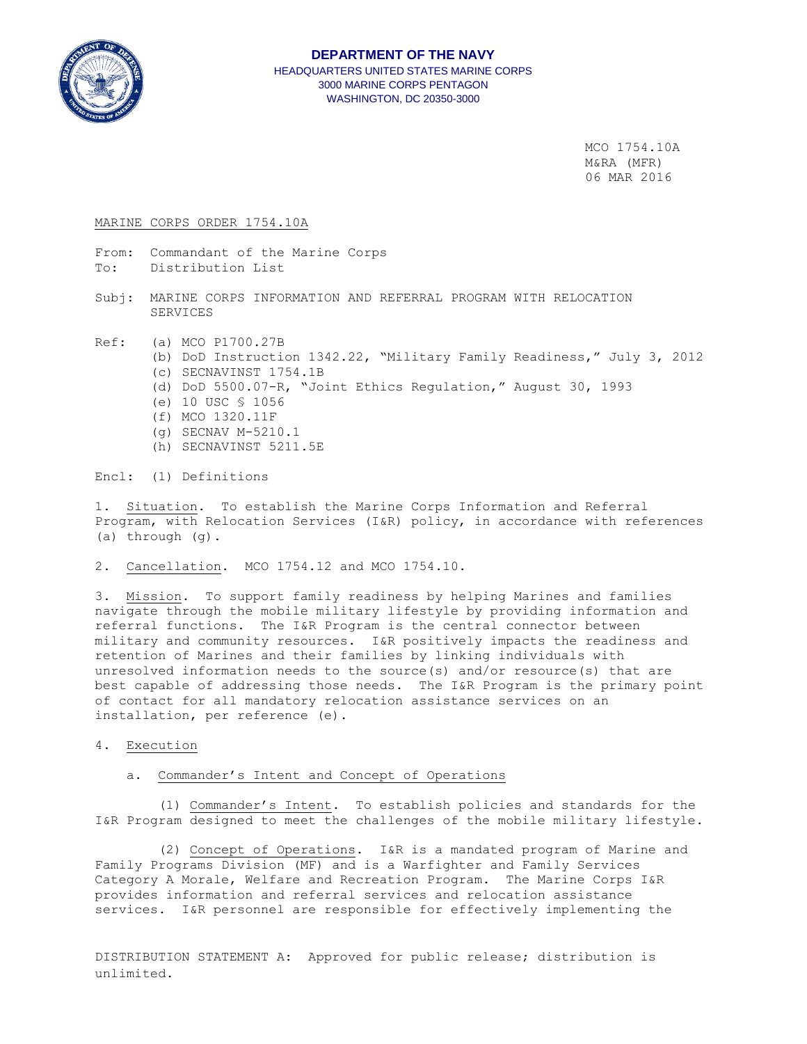**DEPARTMENT OF THE NAVY**
HEADQUARTERS UNITED STATES MARINE CORPS
3000 MARINE CORPS PENTAGON
WASHINGTON, DC 20350-3000

MCO 1754.10A
M&RA (MFR)
06 MAR 2016

MARINE CORPS ORDER 1754.10A

From: Commandant of the Marine Corps
To: Distribution List

Subj: MARINE CORPS INFORMATION AND REFERRAL PROGRAM WITH RELOCATION SERVICES

Ref: (a) MCO P1700.27B
(b) DoD Instruction 1342.22, "Military Family Readiness," July 3, 2012
(c) SECNAVINST 1754.1B
(d) DoD 5500.07-R, "Joint Ethics Regulation," August 30, 1993
(e) 10 USC § 1056
(f) MCO 1320.11F
(g) SECNAV M-5210.1
(h) SECNAVINST 5211.5E

Encl: (1) Definitions

1. Situation. To establish the Marine Corps Information and Referral Program, with Relocation Services (I&R) policy, in accordance with references (a) through (g).

2. Cancellation. MCO 1754.12 and MCO 1754.10.

3. Mission. To support family readiness by helping Marines and families navigate through the mobile military lifestyle by providing information and referral functions. The I&R Program is the central connector between military and community resources. I&R positively impacts the readiness and retention of Marines and their families by linking individuals with unresolved information needs to the source(s) and/or resource(s) that are best capable of addressing those needs. The I&R Program is the primary point of contact for all mandatory relocation assistance services on an installation, per reference (e).

4. Execution

a. Commander's Intent and Concept of Operations

(1) Commander's Intent. To establish policies and standards for the I&R Program designed to meet the challenges of the mobile military lifestyle.

(2) Concept of Operations. I&R is a mandated program of Marine and Family Programs Division (MF) and is a Warfighter and Family Services Category A Morale, Welfare and Recreation Program. The Marine Corps I&R provides information and referral services and relocation assistance services. I&R personnel are responsible for effectively implementing the

DISTRIBUTION STATEMENT A: Approved for public release; distribution is unlimited.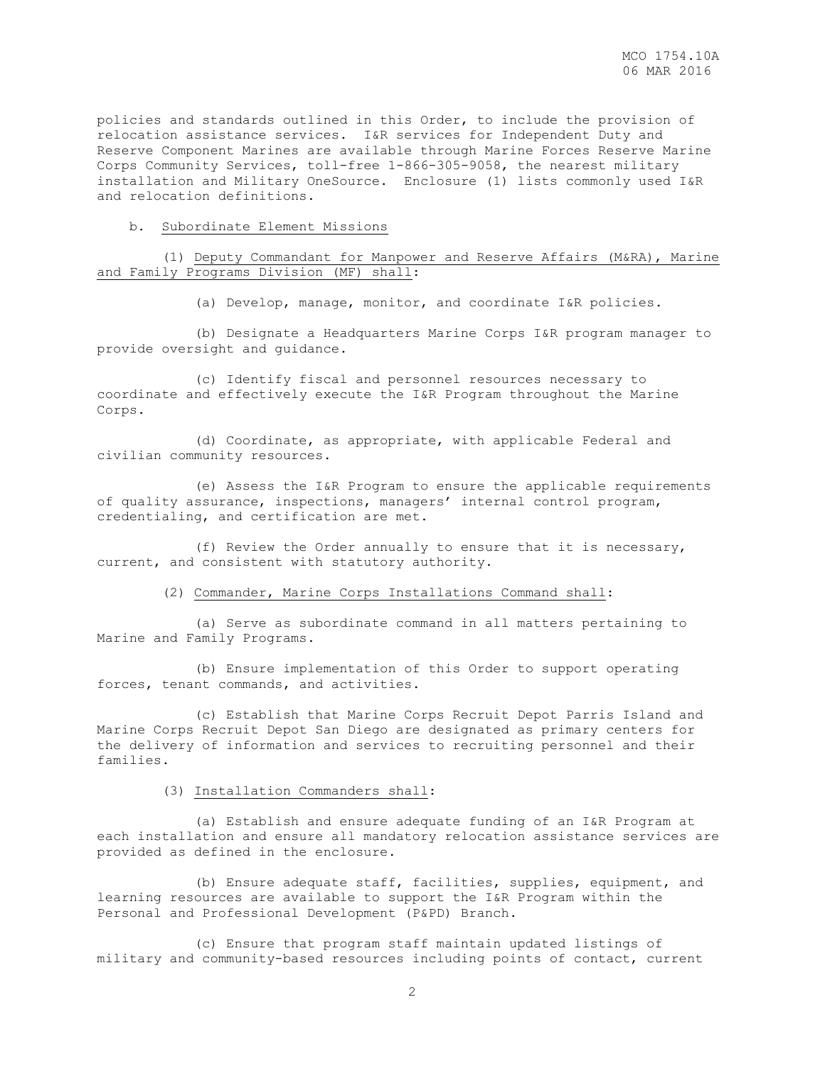policies and standards outlined in this Order, to include the provision of relocation assistance services. I&R services for Independent Duty and Reserve Component Marines are available through Marine Forces Reserve Marine Corps Community Services, toll-free 1-866-305-9058, the nearest military installation and Military OneSource. Enclosure (1) lists commonly used I&R and relocation definitions.

b. Subordinate Element Missions

(1) Deputy Commandant for Manpower and Reserve Affairs (M&RA), Marine and Family Programs Division (MF) shall:

(a) Develop, manage, monitor, and coordinate I&R policies.

(b) Designate a Headquarters Marine Corps I&R program manager to provide oversight and guidance.

(c) Identify fiscal and personnel resources necessary to coordinate and effectively execute the I&R Program throughout the Marine Corps.

(d) Coordinate, as appropriate, with applicable Federal and civilian community resources.

(e) Assess the I&R Program to ensure the applicable requirements of quality assurance, inspections, managers' internal control program, credentialing, and certification are met.

(f) Review the Order annually to ensure that it is necessary, current, and consistent with statutory authority.

(2) Commander, Marine Corps Installations Command shall:

(a) Serve as subordinate command in all matters pertaining to Marine and Family Programs.

(b) Ensure implementation of this Order to support operating forces, tenant commands, and activities.

(c) Establish that Marine Corps Recruit Depot Parris Island and Marine Corps Recruit Depot San Diego are designated as primary centers for the delivery of information and services to recruiting personnel and their families.

(3) Installation Commanders shall:

(a) Establish and ensure adequate funding of an I&R Program at each installation and ensure all mandatory relocation assistance services are provided as defined in the enclosure.

(b) Ensure adequate staff, facilities, supplies, equipment, and learning resources are available to support the I&R Program within the Personal and Professional Development (P&PD) Branch.

(c) Ensure that program staff maintain updated listings of military and community-based resources including points of contact, current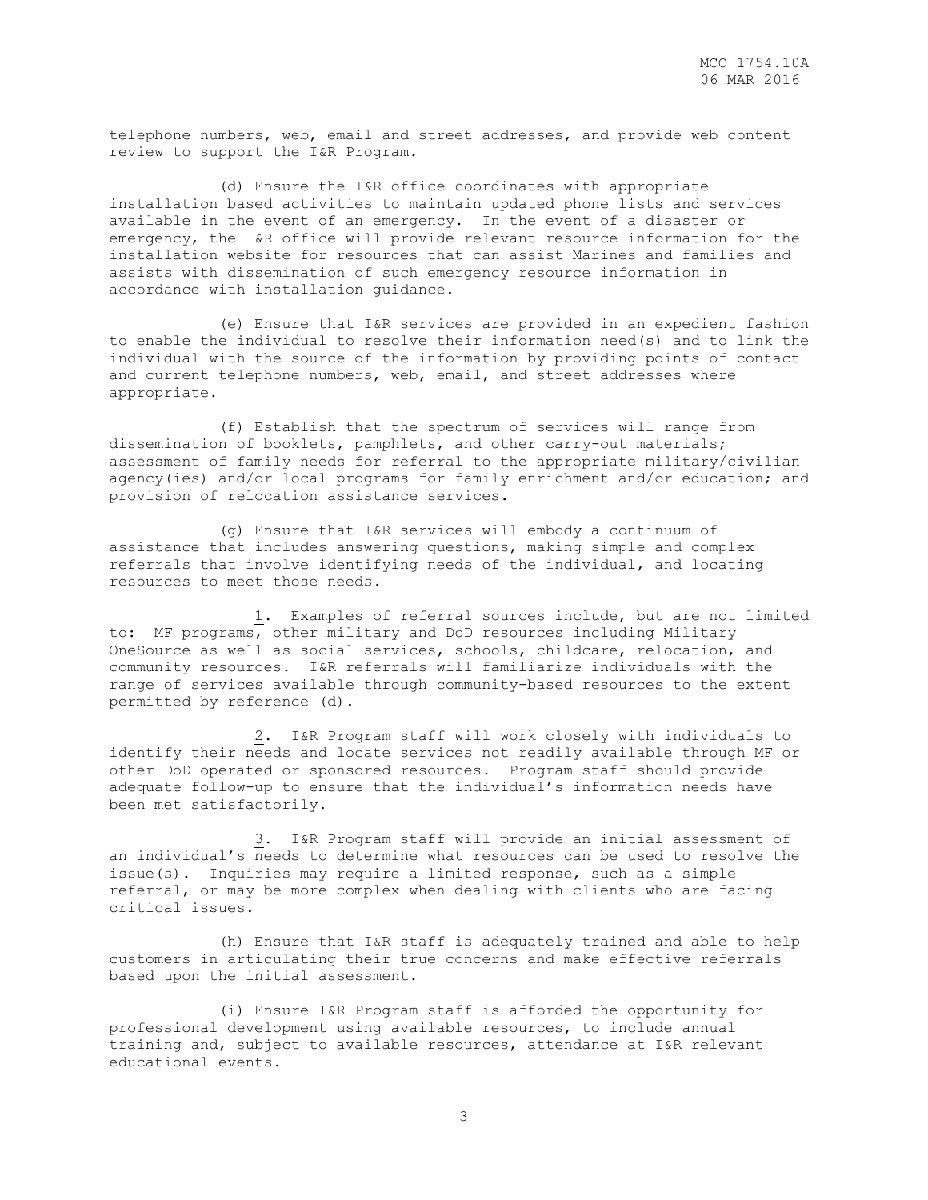telephone numbers, web, email and street addresses, and provide web content review to support the I&R Program.

(d) Ensure the I&R office coordinates with appropriate installation based activities to maintain updated phone lists and services available in the event of an emergency. In the event of a disaster or emergency, the I&R office will provide relevant resource information for the installation website for resources that can assist Marines and families and assists with dissemination of such emergency resource information in accordance with installation guidance.

(e) Ensure that I&R services are provided in an expedient fashion to enable the individual to resolve their information need(s) and to link the individual with the source of the information by providing points of contact and current telephone numbers, web, email, and street addresses where appropriate.

(f) Establish that the spectrum of services will range from dissemination of booklets, pamphlets, and other carry-out materials; assessment of family needs for referral to the appropriate military/civilian agency(ies) and/or local programs for family enrichment and/or education; and provision of relocation assistance services.

(g) Ensure that I&R services will embody a continuum of assistance that includes answering questions, making simple and complex referrals that involve identifying needs of the individual, and locating resources to meet those needs.

1. Examples of referral sources include, but are not limited to: MF programs, other military and DoD resources including Military OneSource as well as social services, schools, childcare, relocation, and community resources. I&R referrals will familiarize individuals with the range of services available through community-based resources to the extent permitted by reference (d).

2. I&R Program staff will work closely with individuals to identify their needs and locate services not readily available through MF or other DoD operated or sponsored resources. Program staff should provide adequate follow-up to ensure that the individual's information needs have been met satisfactorily.

3. I&R Program staff will provide an initial assessment of an individual's needs to determine what resources can be used to resolve the issue(s). Inquiries may require a limited response, such as a simple referral, or may be more complex when dealing with clients who are facing critical issues.

(h) Ensure that I&R staff is adequately trained and able to help customers in articulating their true concerns and make effective referrals based upon the initial assessment.

(i) Ensure I&R Program staff is afforded the opportunity for professional development using available resources, to include annual training and, subject to available resources, attendance at I&R relevant educational events.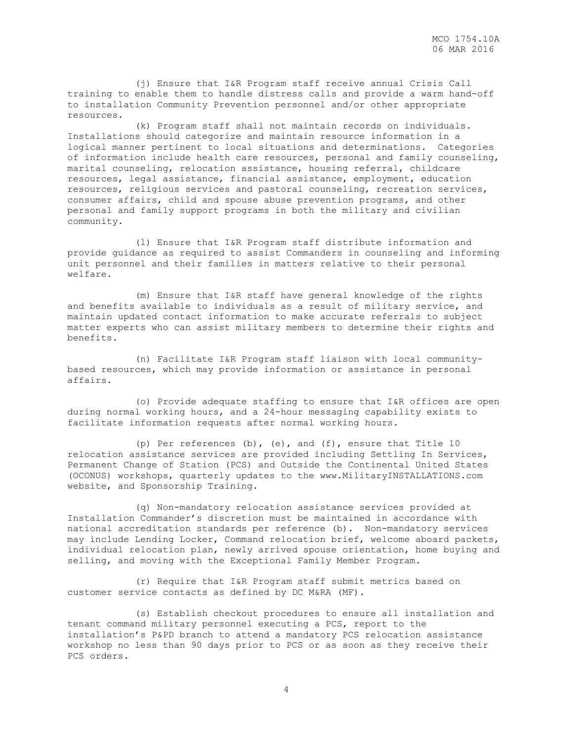(j) Ensure that I&R Program staff receive annual Crisis Call training to enable them to handle distress calls and provide a warm hand-off to installation Community Prevention personnel and/or other appropriate resources.

(k) Program staff shall not maintain records on individuals. Installations should categorize and maintain resource information in a logical manner pertinent to local situations and determinations. Categories of information include health care resources, personal and family counseling, marital counseling, relocation assistance, housing referral, childcare resources, legal assistance, financial assistance, employment, education resources, religious services and pastoral counseling, recreation services, consumer affairs, child and spouse abuse prevention programs, and other personal and family support programs in both the military and civilian community.

(l) Ensure that I&R Program staff distribute information and provide guidance as required to assist Commanders in counseling and informing unit personnel and their families in matters relative to their personal welfare.

(m) Ensure that I&R staff have general knowledge of the rights and benefits available to individuals as a result of military service, and maintain updated contact information to make accurate referrals to subject matter experts who can assist military members to determine their rights and benefits.

(n) Facilitate I&R Program staff liaison with local community-based resources, which may provide information or assistance in personal affairs.

(o) Provide adequate staffing to ensure that I&R offices are open during normal working hours, and a 24-hour messaging capability exists to facilitate information requests after normal working hours.

(p) Per references (b), (e), and (f), ensure that Title 10 relocation assistance services are provided including Settling In Services, Permanent Change of Station (PCS) and Outside the Continental United States (OCONUS) workshops, quarterly updates to the www.MilitaryINSTALLATIONS.com website, and Sponsorship Training.

(q) Non-mandatory relocation assistance services provided at Installation Commander's discretion must be maintained in accordance with national accreditation standards per reference (b). Non-mandatory services may include Lending Locker, Command relocation brief, welcome aboard packets, individual relocation plan, newly arrived spouse orientation, home buying and selling, and moving with the Exceptional Family Member Program.

(r) Require that I&R Program staff submit metrics based on customer service contacts as defined by DC M&RA (MF).

(s) Establish checkout procedures to ensure all installation and tenant command military personnel executing a PCS, report to the installation's P&PD branch to attend a mandatory PCS relocation assistance workshop no less than 90 days prior to PCS or as soon as they receive their PCS orders.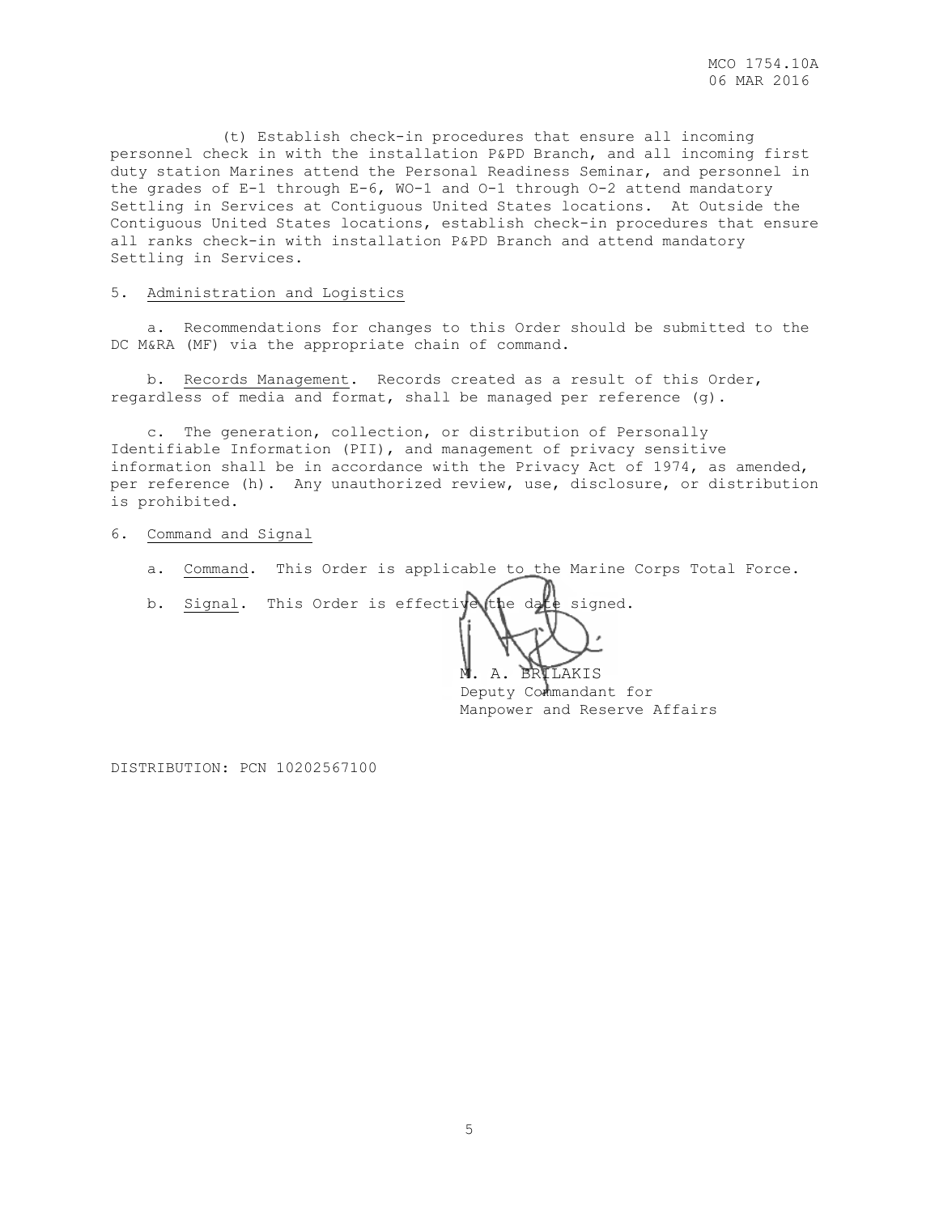(t) Establish check-in procedures that ensure all incoming personnel check in with the installation P&PD Branch, and all incoming first duty station Marines attend the Personal Readiness Seminar, and personnel in the grades of E-1 through E-6, WO-1 and O-1 through O-2 attend mandatory Settling in Services at Contiguous United States locations. At Outside the Contiguous United States locations, establish check-in procedures that ensure all ranks check-in with installation P&PD Branch and attend mandatory Settling in Services.

5. Administration and Logistics

a. Recommendations for changes to this Order should be submitted to the DC M&RA (MF) via the appropriate chain of command.

b. Records Management. Records created as a result of this Order, regardless of media and format, shall be managed per reference (g).

c. The generation, collection, or distribution of Personally Identifiable Information (PII), and management of privacy sensitive information shall be in accordance with the Privacy Act of 1974, as amended, per reference (h). Any unauthorized review, use, disclosure, or distribution is prohibited.

6. Command and Signal

a. Command. This Order is applicable to the Marine Corps Total Force.

b. Signal. This Order is effective the date signed.

M. A. BRILAKIS
Deputy Commandant for
Manpower and Reserve Affairs

DISTRIBUTION: PCN 10202567100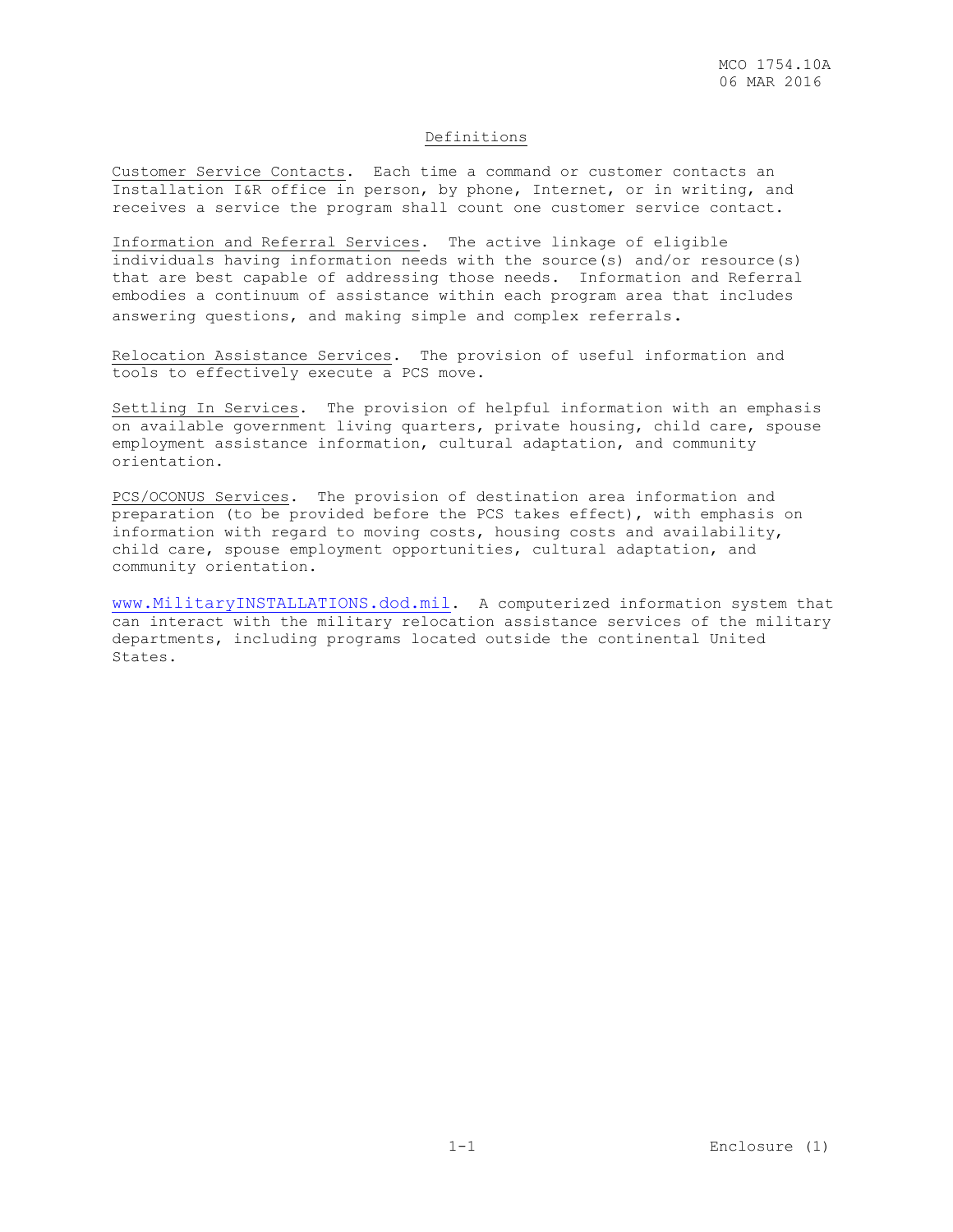## Definitions

Customer Service Contacts. Each time a command or customer contacts an Installation I&R office in person, by phone, Internet, or in writing, and receives a service the program shall count one customer service contact.

Information and Referral Services. The active linkage of eligible individuals having information needs with the source(s) and/or resource(s) that are best capable of addressing those needs. Information and Referral embodies a continuum of assistance within each program area that includes answering questions, and making simple and complex referrals.

Relocation Assistance Services. The provision of useful information and tools to effectively execute a PCS move.

Settling In Services. The provision of helpful information with an emphasis on available government living quarters, private housing, child care, spouse employment assistance information, cultural adaptation, and community orientation.

PCS/OCONUS Services. The provision of destination area information and preparation (to be provided before the PCS takes effect), with emphasis on information with regard to moving costs, housing costs and availability, child care, spouse employment opportunities, cultural adaptation, and community orientation.

www.MilitaryINSTALLATIONS.dod.mil. A computerized information system that can interact with the military relocation assistance services of the military departments, including programs located outside the continental United States.